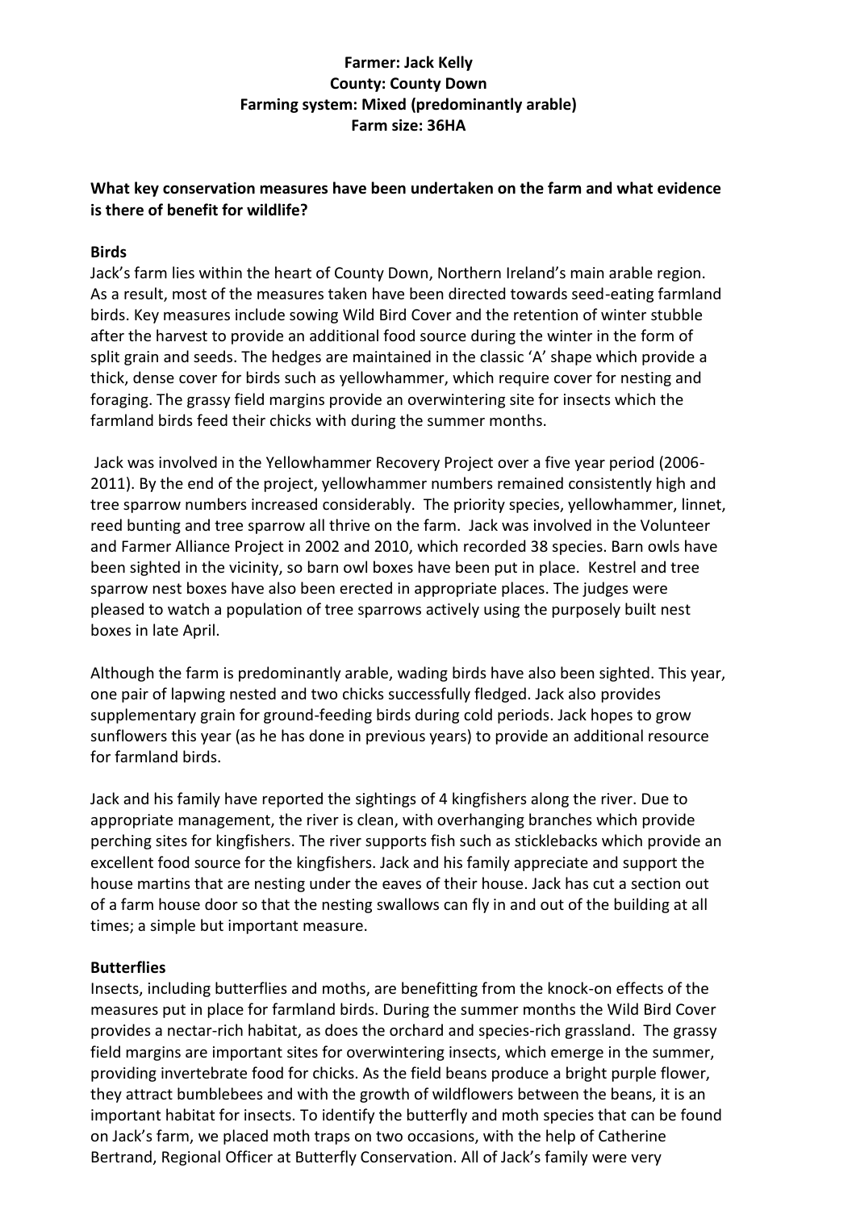**Farmer: Jack Kelly**
**County: County Down**
**Farming system: Mixed (predominantly arable)**
**Farm size: 36HA**

## What key conservation measures have been undertaken on the farm and what evidence is there of benefit for wildlife?

### Birds

Jack's farm lies within the heart of County Down, Northern Ireland's main arable region. As a result, most of the measures taken have been directed towards seed-eating farmland birds. Key measures include sowing Wild Bird Cover and the retention of winter stubble after the harvest to provide an additional food source during the winter in the form of split grain and seeds. The hedges are maintained in the classic 'A' shape which provide a thick, dense cover for birds such as yellowhammer, which require cover for nesting and foraging. The grassy field margins provide an overwintering site for insects which the farmland birds feed their chicks with during the summer months.

Jack was involved in the Yellowhammer Recovery Project over a five year period (2006-2011). By the end of the project, yellowhammer numbers remained consistently high and tree sparrow numbers increased considerably. The priority species, yellowhammer, linnet, reed bunting and tree sparrow all thrive on the farm. Jack was involved in the Volunteer and Farmer Alliance Project in 2002 and 2010, which recorded 38 species. Barn owls have been sighted in the vicinity, so barn owl boxes have been put in place. Kestrel and tree sparrow nest boxes have also been erected in appropriate places. The judges were pleased to watch a population of tree sparrows actively using the purposely built nest boxes in late April.

Although the farm is predominantly arable, wading birds have also been sighted. This year, one pair of lapwing nested and two chicks successfully fledged. Jack also provides supplementary grain for ground-feeding birds during cold periods. Jack hopes to grow sunflowers this year (as he has done in previous years) to provide an additional resource for farmland birds.

Jack and his family have reported the sightings of 4 kingfishers along the river. Due to appropriate management, the river is clean, with overhanging branches which provide perching sites for kingfishers. The river supports fish such as sticklebacks which provide an excellent food source for the kingfishers. Jack and his family appreciate and support the house martins that are nesting under the eaves of their house. Jack has cut a section out of a farm house door so that the nesting swallows can fly in and out of the building at all times; a simple but important measure.

### Butterflies

Insects, including butterflies and moths, are benefitting from the knock-on effects of the measures put in place for farmland birds. During the summer months the Wild Bird Cover provides a nectar-rich habitat, as does the orchard and species-rich grassland. The grassy field margins are important sites for overwintering insects, which emerge in the summer, providing invertebrate food for chicks. As the field beans produce a bright purple flower, they attract bumblebees and with the growth of wildflowers between the beans, it is an important habitat for insects. To identify the butterfly and moth species that can be found on Jack's farm, we placed moth traps on two occasions, with the help of Catherine Bertrand, Regional Officer at Butterfly Conservation. All of Jack's family were very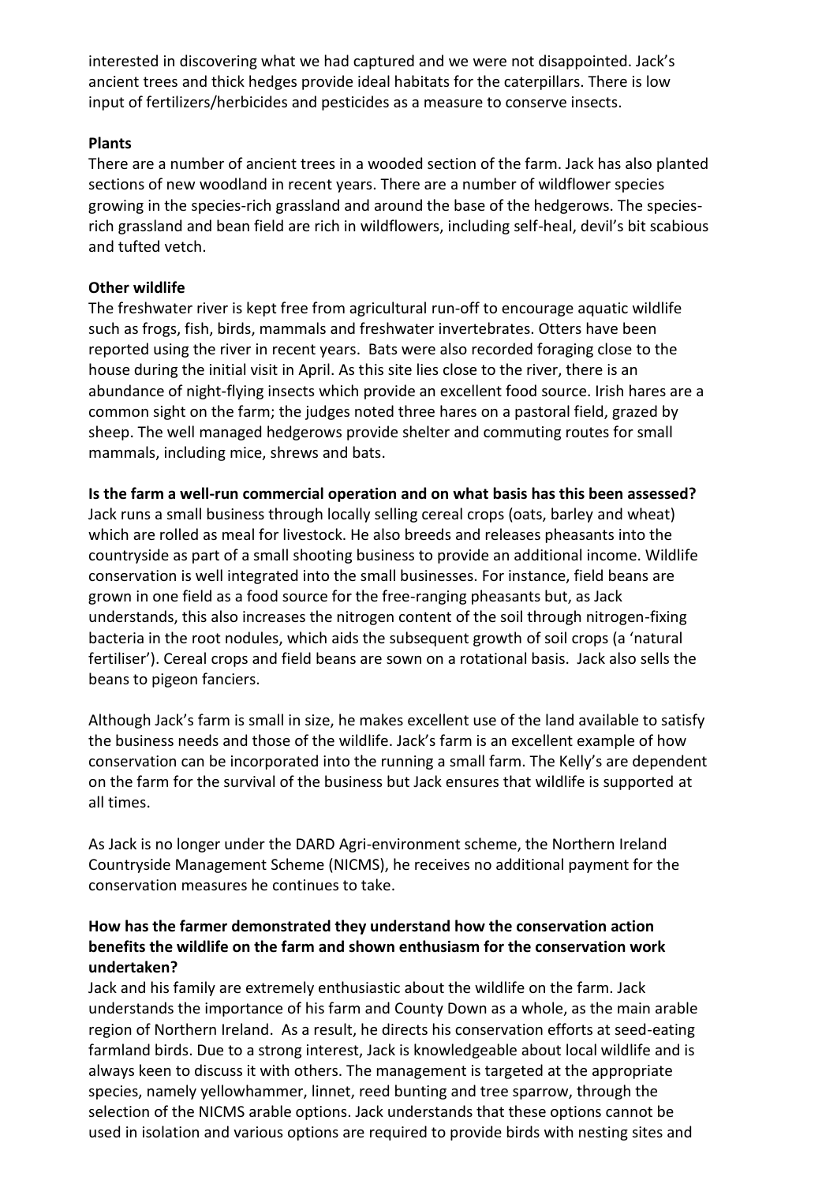interested in discovering what we had captured and we were not disappointed. Jack's ancient trees and thick hedges provide ideal habitats for the caterpillars. There is low input of fertilizers/herbicides and pesticides as a measure to conserve insects.

**Plants**

There are a number of ancient trees in a wooded section of the farm. Jack has also planted sections of new woodland in recent years. There are a number of wildflower species growing in the species-rich grassland and around the base of the hedgerows. The species-rich grassland and bean field are rich in wildflowers, including self-heal, devil's bit scabious and tufted vetch.

**Other wildlife**

The freshwater river is kept free from agricultural run-off to encourage aquatic wildlife such as frogs, fish, birds, mammals and freshwater invertebrates. Otters have been reported using the river in recent years. Bats were also recorded foraging close to the house during the initial visit in April. As this site lies close to the river, there is an abundance of night-flying insects which provide an excellent food source. Irish hares are a common sight on the farm; the judges noted three hares on a pastoral field, grazed by sheep. The well managed hedgerows provide shelter and commuting routes for small mammals, including mice, shrews and bats.

**Is the farm a well-run commercial operation and on what basis has this been assessed?**

Jack runs a small business through locally selling cereal crops (oats, barley and wheat) which are rolled as meal for livestock. He also breeds and releases pheasants into the countryside as part of a small shooting business to provide an additional income. Wildlife conservation is well integrated into the small businesses. For instance, field beans are grown in one field as a food source for the free-ranging pheasants but, as Jack understands, this also increases the nitrogen content of the soil through nitrogen-fixing bacteria in the root nodules, which aids the subsequent growth of soil crops (a 'natural fertiliser'). Cereal crops and field beans are sown on a rotational basis. Jack also sells the beans to pigeon fanciers.

Although Jack's farm is small in size, he makes excellent use of the land available to satisfy the business needs and those of the wildlife. Jack's farm is an excellent example of how conservation can be incorporated into the running a small farm. The Kelly's are dependent on the farm for the survival of the business but Jack ensures that wildlife is supported at all times.

As Jack is no longer under the DARD Agri-environment scheme, the Northern Ireland Countryside Management Scheme (NICMS), he receives no additional payment for the conservation measures he continues to take.

**How has the farmer demonstrated they understand how the conservation action benefits the wildlife on the farm and shown enthusiasm for the conservation work undertaken?**

Jack and his family are extremely enthusiastic about the wildlife on the farm. Jack understands the importance of his farm and County Down as a whole, as the main arable region of Northern Ireland. As a result, he directs his conservation efforts at seed-eating farmland birds. Due to a strong interest, Jack is knowledgeable about local wildlife and is always keen to discuss it with others. The management is targeted at the appropriate species, namely yellowhammer, linnet, reed bunting and tree sparrow, through the selection of the NICMS arable options. Jack understands that these options cannot be used in isolation and various options are required to provide birds with nesting sites and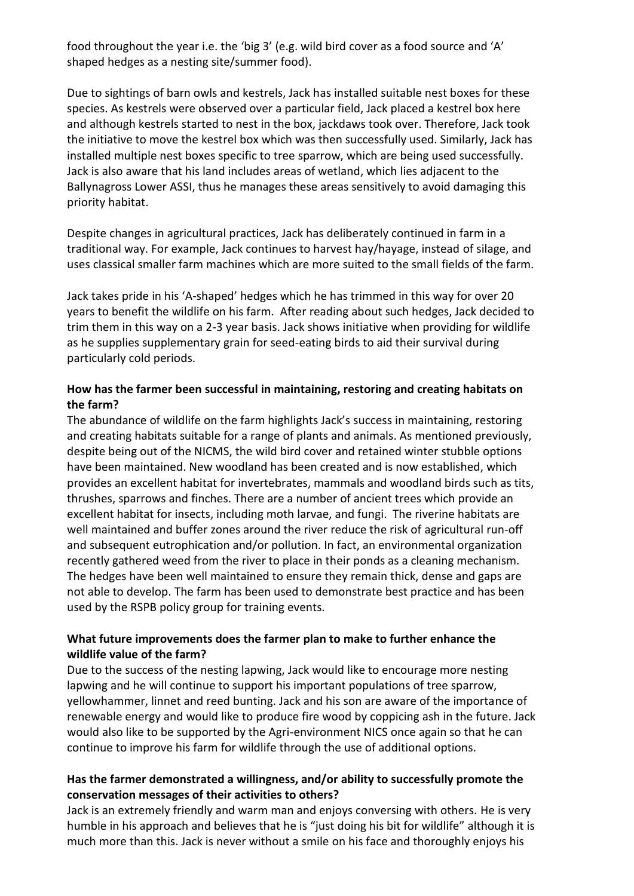food throughout the year i.e. the 'big 3' (e.g. wild bird cover as a food source and 'A' shaped hedges as a nesting site/summer food).

Due to sightings of barn owls and kestrels, Jack has installed suitable nest boxes for these species. As kestrels were observed over a particular field, Jack placed a kestrel box here and although kestrels started to nest in the box, jackdaws took over. Therefore, Jack took the initiative to move the kestrel box which was then successfully used. Similarly, Jack has installed multiple nest boxes specific to tree sparrow, which are being used successfully. Jack is also aware that his land includes areas of wetland, which lies adjacent to the Ballynagross Lower ASSI, thus he manages these areas sensitively to avoid damaging this priority habitat.

Despite changes in agricultural practices, Jack has deliberately continued in farm in a traditional way. For example, Jack continues to harvest hay/hayage, instead of silage, and uses classical smaller farm machines which are more suited to the small fields of the farm.

Jack takes pride in his 'A-shaped' hedges which he has trimmed in this way for over 20 years to benefit the wildlife on his farm. After reading about such hedges, Jack decided to trim them in this way on a 2-3 year basis. Jack shows initiative when providing for wildlife as he supplies supplementary grain for seed-eating birds to aid their survival during particularly cold periods.

**How has the farmer been successful in maintaining, restoring and creating habitats on the farm?**

The abundance of wildlife on the farm highlights Jack's success in maintaining, restoring and creating habitats suitable for a range of plants and animals. As mentioned previously, despite being out of the NICMS, the wild bird cover and retained winter stubble options have been maintained. New woodland has been created and is now established, which provides an excellent habitat for invertebrates, mammals and woodland birds such as tits, thrushes, sparrows and finches. There are a number of ancient trees which provide an excellent habitat for insects, including moth larvae, and fungi. The riverine habitats are well maintained and buffer zones around the river reduce the risk of agricultural run-off and subsequent eutrophication and/or pollution. In fact, an environmental organization recently gathered weed from the river to place in their ponds as a cleaning mechanism. The hedges have been well maintained to ensure they remain thick, dense and gaps are not able to develop. The farm has been used to demonstrate best practice and has been used by the RSPB policy group for training events.

**What future improvements does the farmer plan to make to further enhance the wildlife value of the farm?**

Due to the success of the nesting lapwing, Jack would like to encourage more nesting lapwing and he will continue to support his important populations of tree sparrow, yellowhammer, linnet and reed bunting. Jack and his son are aware of the importance of renewable energy and would like to produce fire wood by coppicing ash in the future. Jack would also like to be supported by the Agri-environment NICS once again so that he can continue to improve his farm for wildlife through the use of additional options.

**Has the farmer demonstrated a willingness, and/or ability to successfully promote the conservation messages of their activities to others?**

Jack is an extremely friendly and warm man and enjoys conversing with others. He is very humble in his approach and believes that he is "just doing his bit for wildlife" although it is much more than this. Jack is never without a smile on his face and thoroughly enjoys his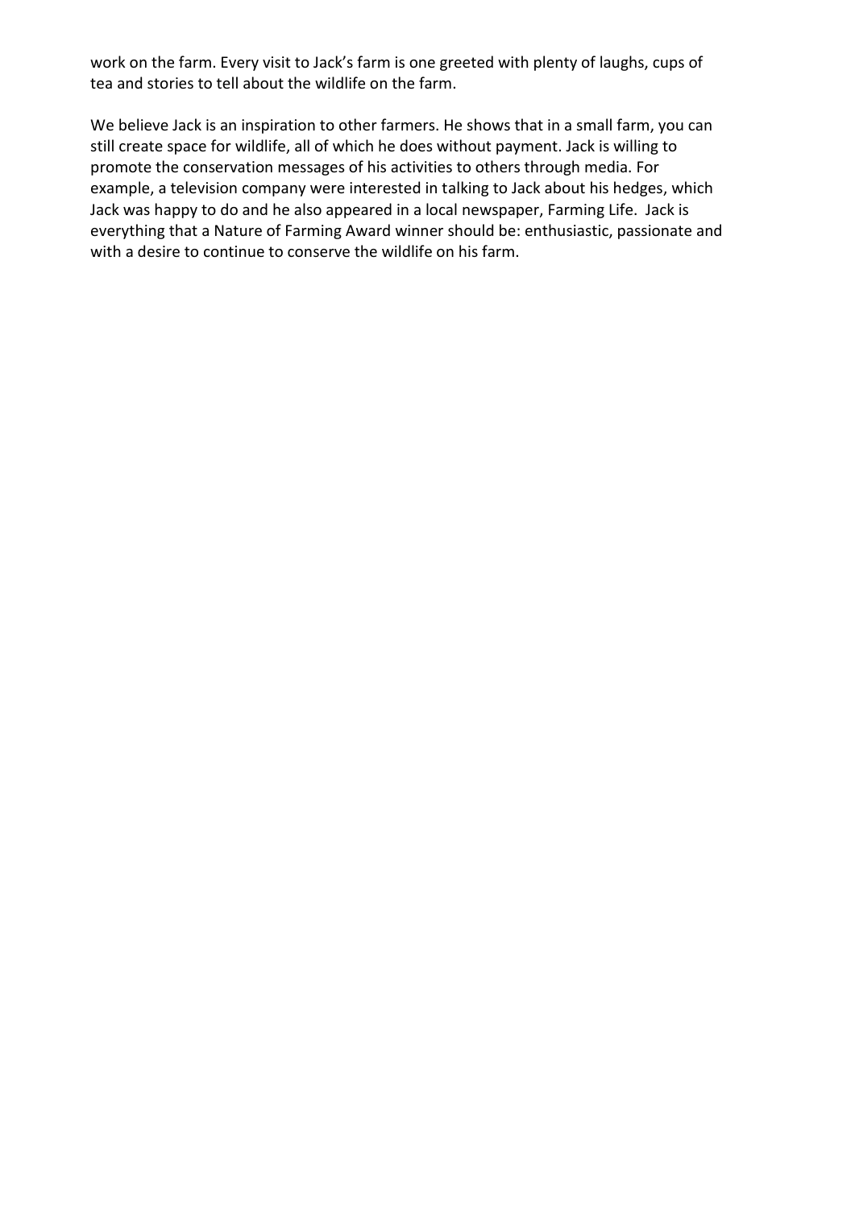work on the farm. Every visit to Jack's farm is one greeted with plenty of laughs, cups of tea and stories to tell about the wildlife on the farm.

We believe Jack is an inspiration to other farmers. He shows that in a small farm, you can still create space for wildlife, all of which he does without payment. Jack is willing to promote the conservation messages of his activities to others through media. For example, a television company were interested in talking to Jack about his hedges, which Jack was happy to do and he also appeared in a local newspaper, Farming Life. Jack is everything that a Nature of Farming Award winner should be: enthusiastic, passionate and with a desire to continue to conserve the wildlife on his farm.